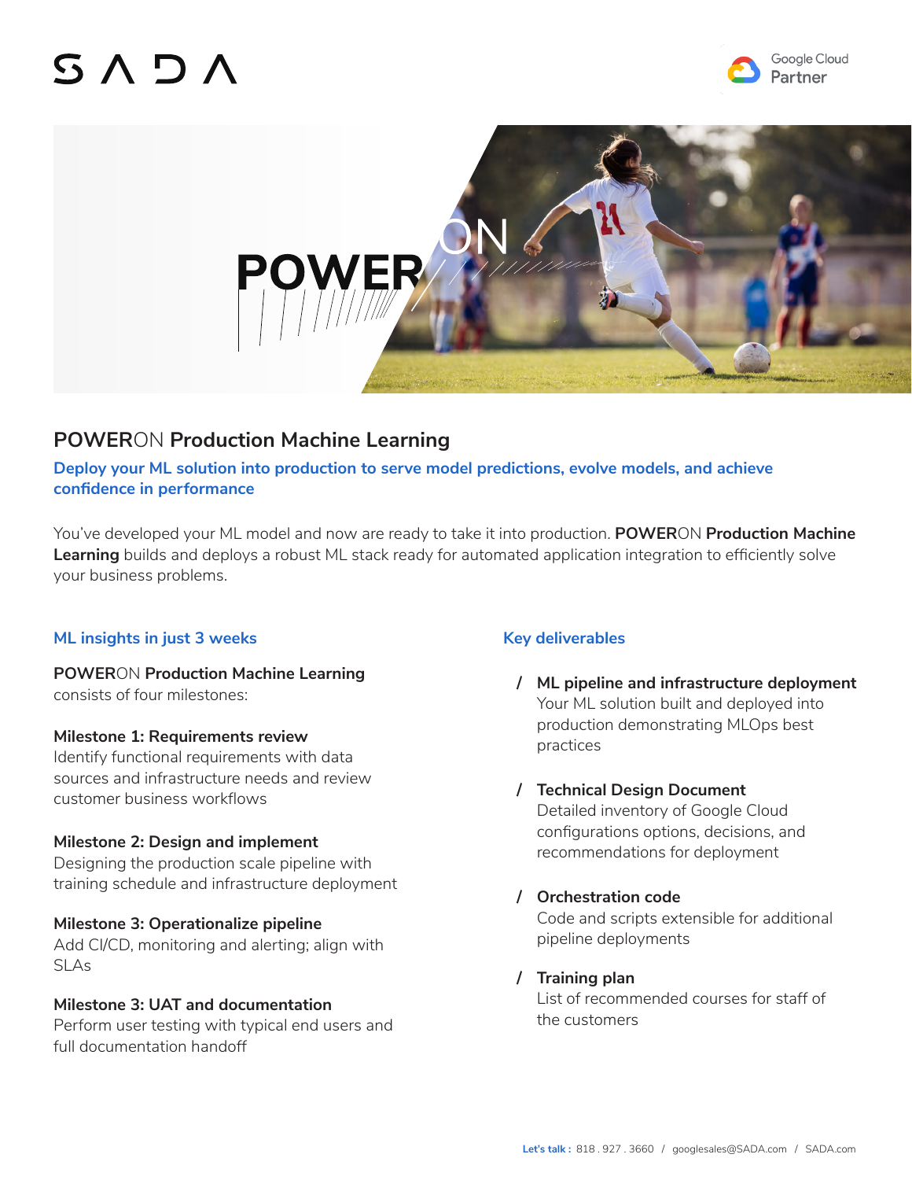# POWERON Production Machine Learning

**Deploy your ML solution into production to serve model predictions, evolve models, and achieve confidence in performance**

You've developed your ML model and now are ready to take it into production. **POWER**ON **Production Machine Learning** builds and deploys a robust ML stack ready for automated application integration to efficiently solve your business problems.

## ML insights in just 3 weeks

**POWER**ON **Production Machine Learning** consists of four milestones:

**Milestone 1: Requirements review**
Identify functional requirements with data sources and infrastructure needs and review customer business workflows

**Milestone 2: Design and implement**
Designing the production scale pipeline with training schedule and infrastructure deployment

**Milestone 3: Operationalize pipeline**
Add CI/CD, monitoring and alerting; align with SLAs

**Milestone 3: UAT and documentation**
Perform user testing with typical end users and full documentation handoff

## Key deliverables

/ **ML pipeline and infrastructure deployment**
Your ML solution built and deployed into production demonstrating MLOps best practices

/ **Technical Design Document**
Detailed inventory of Google Cloud configurations options, decisions, and recommendations for deployment

/ **Orchestration code**
Code and scripts extensible for additional pipeline deployments

/ **Training plan**
List of recommended courses for staff of the customers

**Let's talk :** 818 . 927 . 3660 / googlesales@SADA.com / SADA.com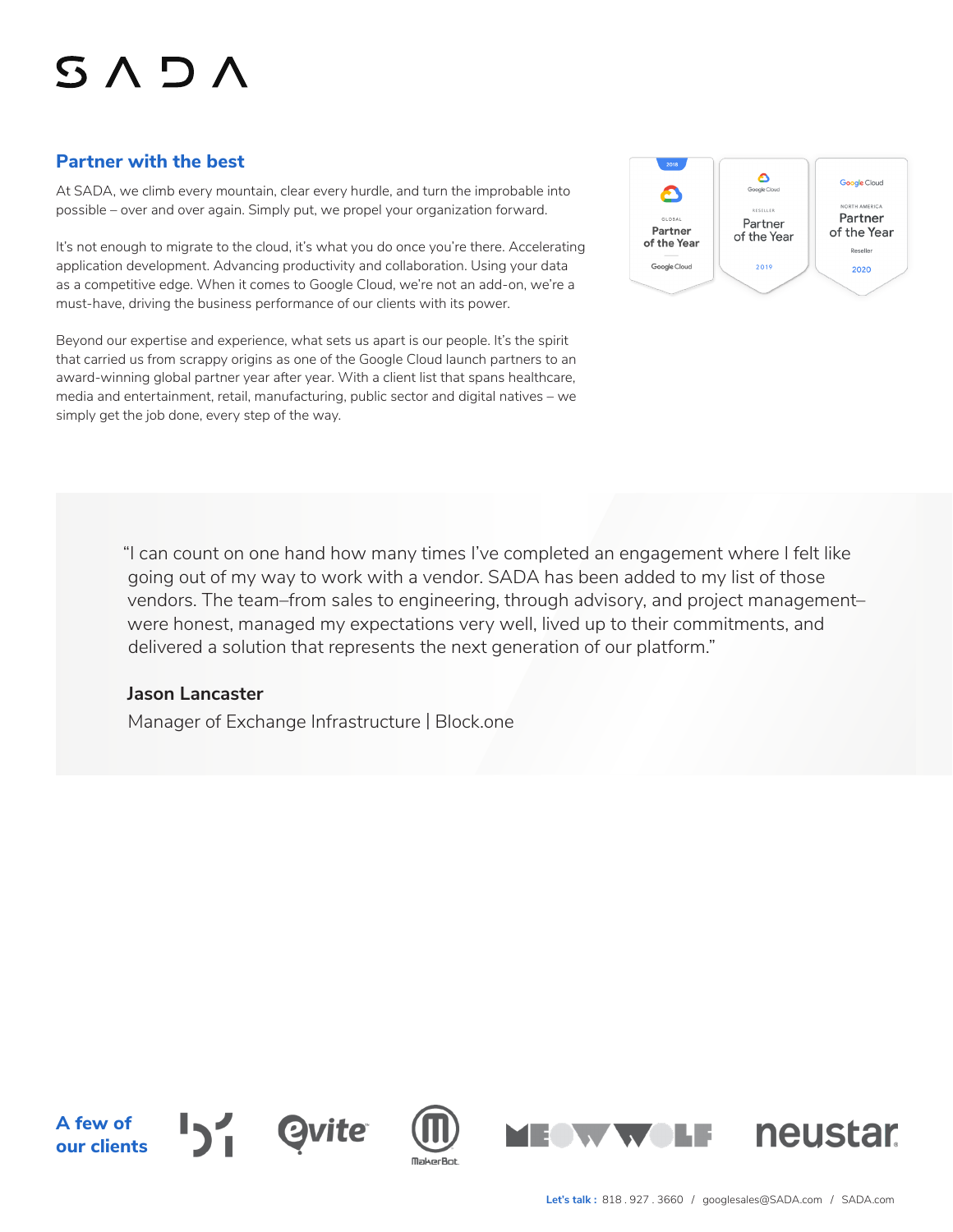# SADA

## Partner with the best

At SADA, we climb every mountain, clear every hurdle, and turn the improbable into possible – over and over again. Simply put, we propel your organization forward.

It's not enough to migrate to the cloud, it's what you do once you're there. Accelerating application development. Advancing productivity and collaboration. Using your data as a competitive edge. When it comes to Google Cloud, we're not an add-on, we're a must-have, driving the business performance of our clients with its power.

Beyond our expertise and experience, what sets us apart is our people. It's the spirit that carried us from scrappy origins as one of the Google Cloud launch partners to an award-winning global partner year after year. With a client list that spans healthcare, media and entertainment, retail, manufacturing, public sector and digital natives – we simply get the job done, every step of the way.

2018 Global Partner of the Year Google Cloud

Google Cloud Reseller Partner of the Year 2019

Google Cloud North America Partner of the Year Reseller 2020

"I can count on one hand how many times I've completed an engagement where I felt like going out of my way to work with a vendor. SADA has been added to my list of those vendors. The team–from sales to engineering, through advisory, and project management–were honest, managed my expectations very well, lived up to their commitments, and delivered a solution that represents the next generation of our platform."

**Jason Lancaster**

Manager of Exchange Infrastructure | Block.one

**A few of our clients**

evite MakerBot MEOW WOLF neustar

**Let's talk :** 818 . 927 . 3660 / googlesales@SADA.com / SADA.com